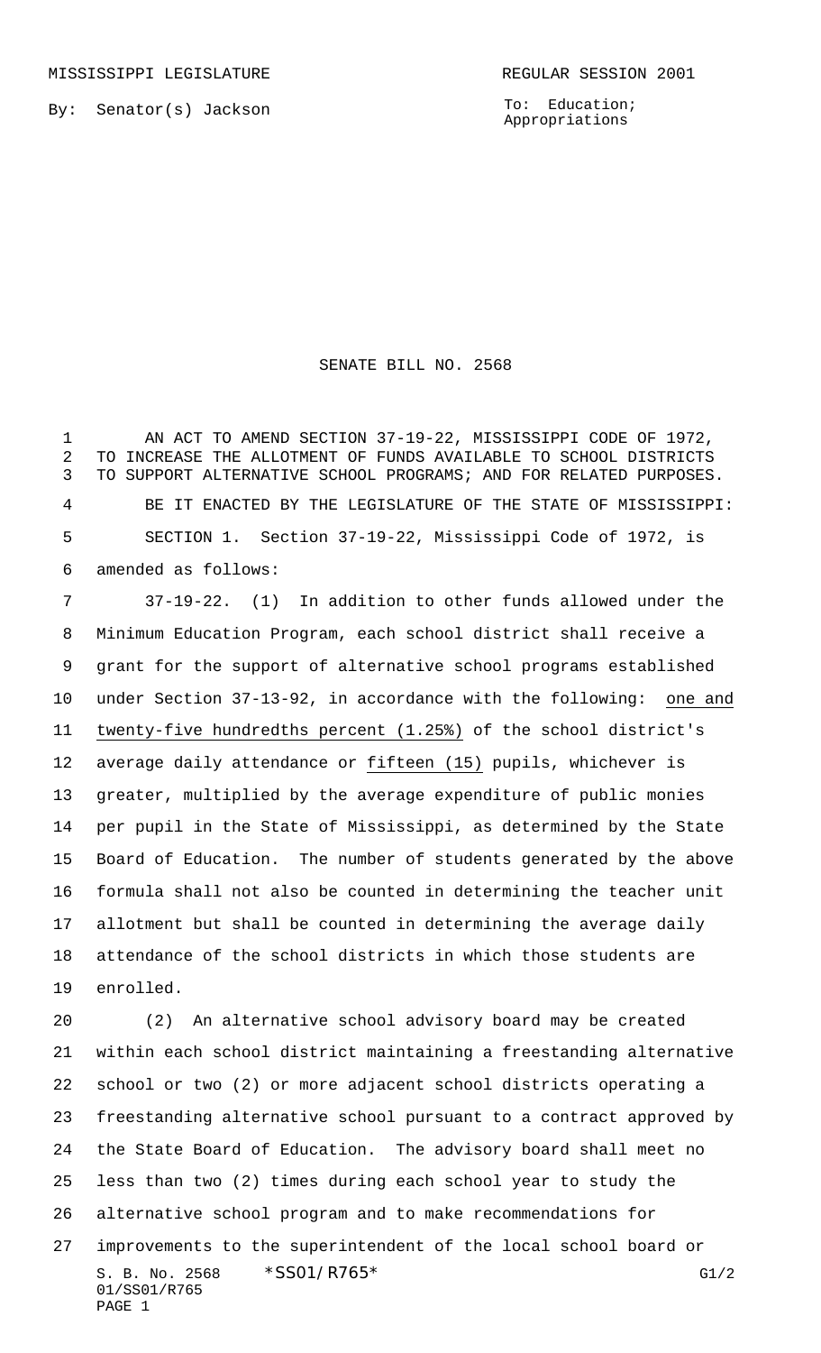MISSISSIPPI LEGISLATURE REGULAR SESSION 2001

By: Senator(s) Jackson

To: Education; Appropriations

# SENATE BILL NO. 2568

AN ACT TO AMEND SECTION 37-19-22, MISSISSIPPI CODE OF 1972, TO INCREASE THE ALLOTMENT OF FUNDS AVAILABLE TO SCHOOL DISTRICTS TO SUPPORT ALTERNATIVE SCHOOL PROGRAMS; AND FOR RELATED PURPOSES.

BE IT ENACTED BY THE LEGISLATURE OF THE STATE OF MISSISSIPPI:

SECTION 1. Section 37-19-22, Mississippi Code of 1972, is amended as follows:

37-19-22. (1) In addition to other funds allowed under the Minimum Education Program, each school district shall receive a grant for the support of alternative school programs established under Section 37-13-92, in accordance with the following: one and twenty-five hundredths percent (1.25%) of the school district's average daily attendance or fifteen (15) pupils, whichever is greater, multiplied by the average expenditure of public monies per pupil in the State of Mississippi, as determined by the State Board of Education. The number of students generated by the above formula shall not also be counted in determining the teacher unit allotment but shall be counted in determining the average daily attendance of the school districts in which those students are enrolled.

(2) An alternative school advisory board may be created within each school district maintaining a freestanding alternative school or two (2) or more adjacent school districts operating a freestanding alternative school pursuant to a contract approved by the State Board of Education. The advisory board shall meet no less than two (2) times during each school year to study the alternative school program and to make recommendations for improvements to the superintendent of the local school board or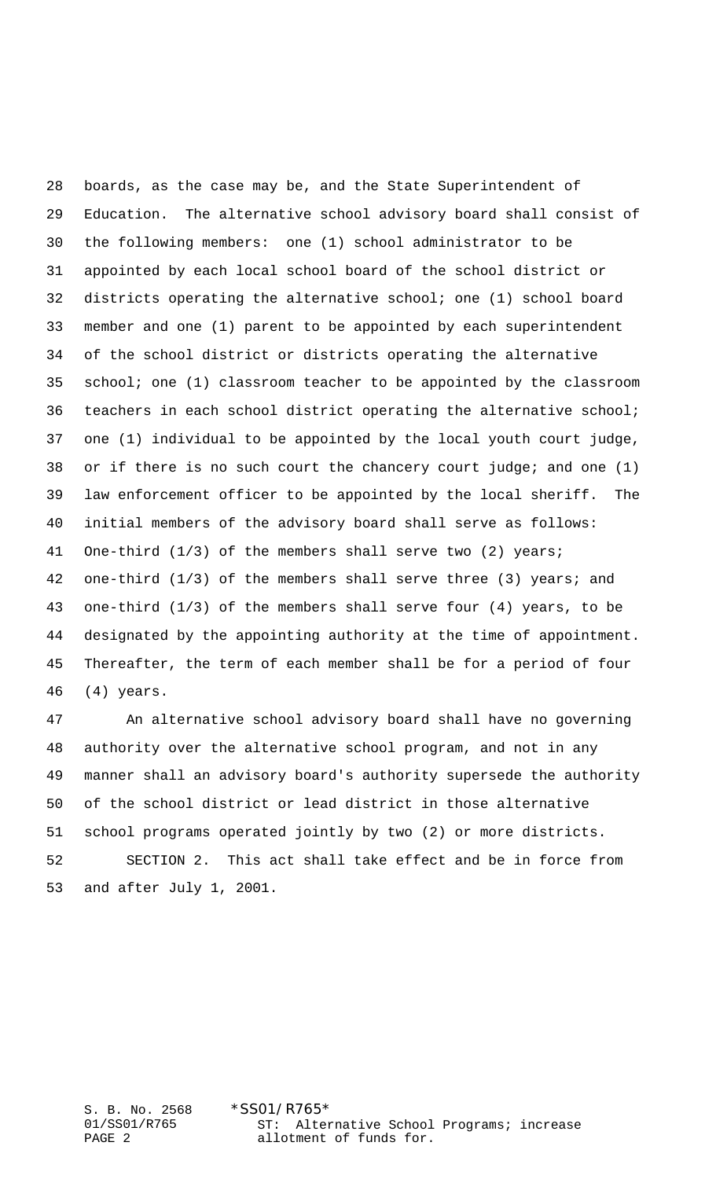boards, as the case may be, and the State Superintendent of Education. The alternative school advisory board shall consist of the following members: one (1) school administrator to be appointed by each local school board of the school district or districts operating the alternative school; one (1) school board member and one (1) parent to be appointed by each superintendent of the school district or districts operating the alternative school; one (1) classroom teacher to be appointed by the classroom teachers in each school district operating the alternative school; one (1) individual to be appointed by the local youth court judge, or if there is no such court the chancery court judge; and one (1) law enforcement officer to be appointed by the local sheriff. The initial members of the advisory board shall serve as follows: One-third (1/3) of the members shall serve two (2) years; one-third (1/3) of the members shall serve three (3) years; and one-third (1/3) of the members shall serve four (4) years, to be designated by the appointing authority at the time of appointment. Thereafter, the term of each member shall be for a period of four (4) years.

An alternative school advisory board shall have no governing authority over the alternative school program, and not in any manner shall an advisory board's authority supersede the authority of the school district or lead district in those alternative school programs operated jointly by two (2) or more districts.

SECTION 2. This act shall take effect and be in force from and after July 1, 2001.